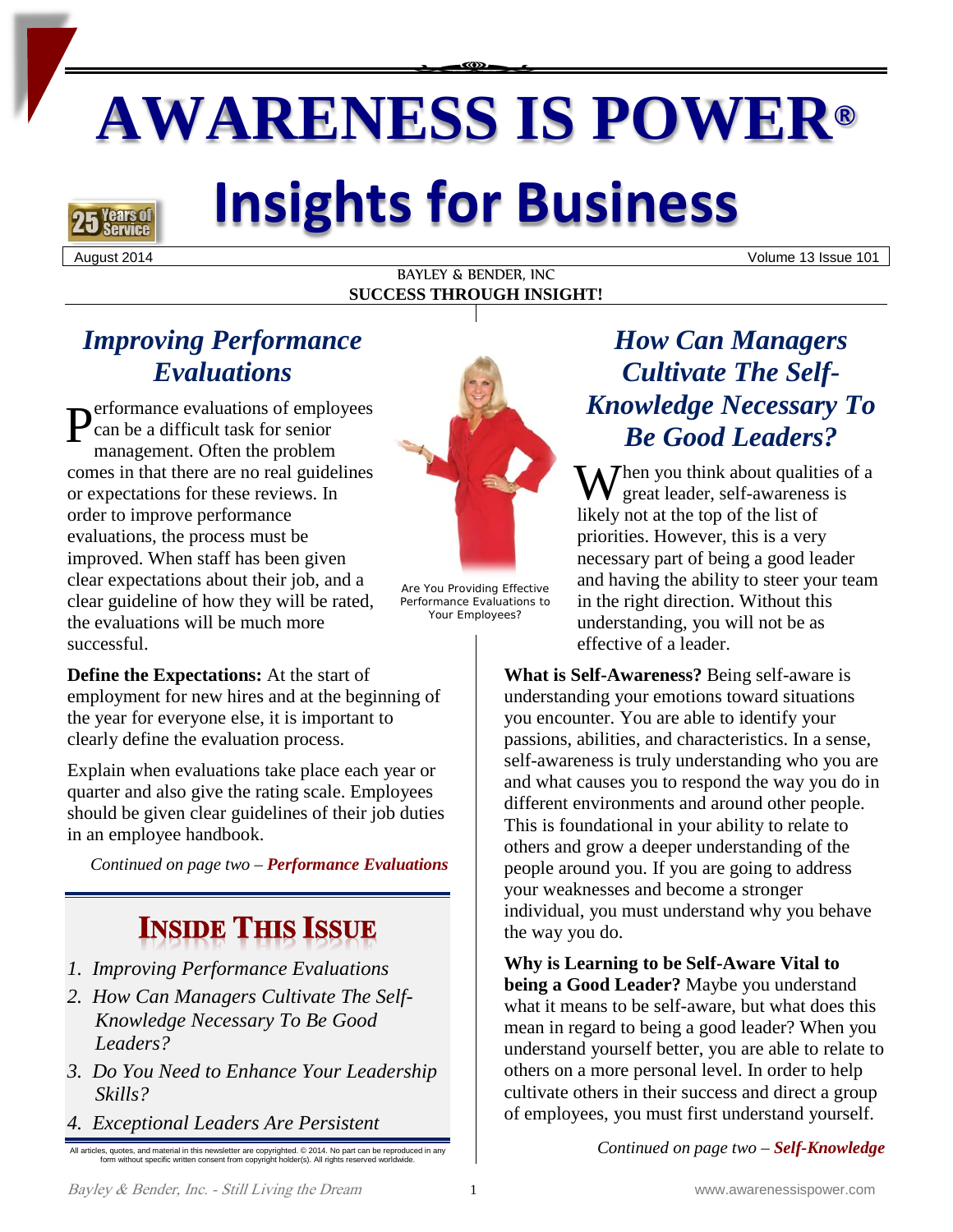# AWARENESS IS POWER®

# Insights for Business

August 2014 — Volume 13 Issue 101

BAYLEY & BENDER, INC

**SUCCESS THROUGH INSIGHT!**

## *Improving Performance Evaluations*

Performance evaluations of employees can be a difficult task for senior management. Often the problem comes in that there are no real guidelines or expectations for these reviews. In order to improve performance evaluations, the process must be improved. When staff has been given clear expectations about their job, and a clear guideline of how they will be rated, the evaluations will be much more successful.

Are You Providing Effective Performance Evaluations to Your Employees?

**Define the Expectations:** At the start of employment for new hires and at the beginning of the year for everyone else, it is important to clearly define the evaluation process.

Explain when evaluations take place each year or quarter and also give the rating scale. Employees should be given clear guidelines of their job duties in an employee handbook.

*Continued on page two – **Performance Evaluations***

## INSIDE THIS ISSUE

1. *Improving Performance Evaluations*
2. *How Can Managers Cultivate The Self-Knowledge Necessary To Be Good Leaders?*
3. *Do You Need to Enhance Your Leadership Skills?*
4. *Exceptional Leaders Are Persistent*

All articles, quotes, and material in this newsletter are copyrighted. © 2014. No part can be reproduced in any form without specific written consent from copyright holder(s). All rights reserved worldwide.

## *How Can Managers Cultivate The Self-Knowledge Necessary To Be Good Leaders?*

When you think about qualities of a great leader, self-awareness is likely not at the top of the list of priorities. However, this is a very necessary part of being a good leader and having the ability to steer your team in the right direction. Without this understanding, you will not be as effective of a leader.

**What is Self-Awareness?** Being self-aware is understanding your emotions toward situations you encounter. You are able to identify your passions, abilities, and characteristics. In a sense, self-awareness is truly understanding who you are and what causes you to respond the way you do in different environments and around other people. This is foundational in your ability to relate to others and grow a deeper understanding of the people around you. If you are going to address your weaknesses and become a stronger individual, you must understand why you behave the way you do.

**Why is Learning to be Self-Aware Vital to being a Good Leader?** Maybe you understand what it means to be self-aware, but what does this mean in regard to being a good leader? When you understand yourself better, you are able to relate to others on a more personal level. In order to help cultivate others in their success and direct a group of employees, you must first understand yourself.

*Continued on page two – **Self-Knowledge***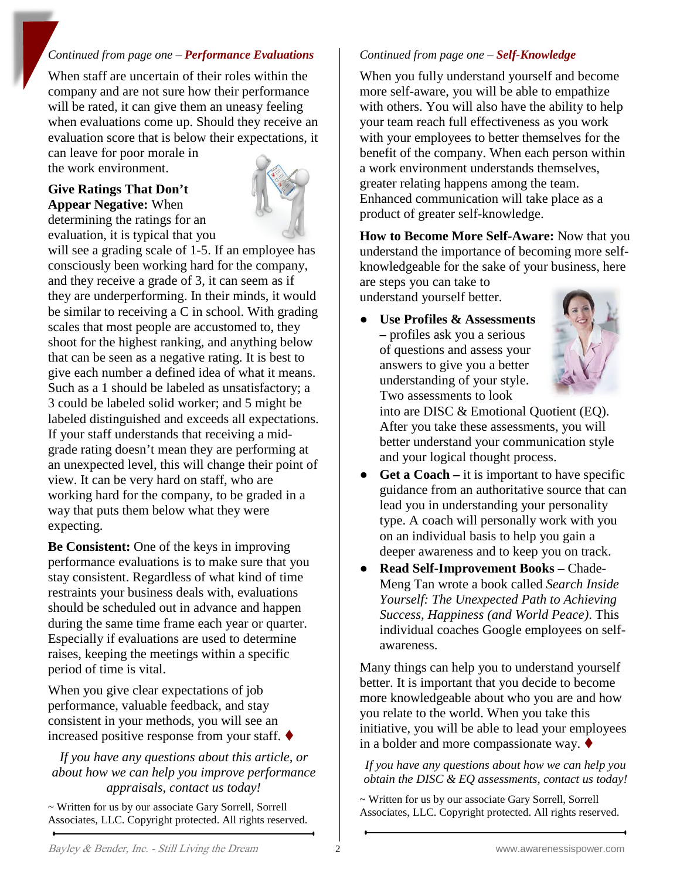*Continued from page one –* ***Performance Evaluations***

When staff are uncertain of their roles within the company and are not sure how their performance will be rated, it can give them an uneasy feeling when evaluations come up. Should they receive an evaluation score that is below their expectations, it can leave for poor morale in the work environment.

**Give Ratings That Don't Appear Negative:** When determining the ratings for an evaluation, it is typical that you will see a grading scale of 1-5. If an employee has consciously been working hard for the company, and they receive a grade of 3, it can seem as if they are underperforming. In their minds, it would be similar to receiving a C in school. With grading scales that most people are accustomed to, they shoot for the highest ranking, and anything below that can be seen as a negative rating. It is best to give each number a defined idea of what it means. Such as a 1 should be labeled as unsatisfactory; a 3 could be labeled solid worker; and 5 might be labeled distinguished and exceeds all expectations. If your staff understands that receiving a mid-grade rating doesn't mean they are performing at an unexpected level, this will change their point of view. It can be very hard on staff, who are working hard for the company, to be graded in a way that puts them below what they were expecting.

**Be Consistent:** One of the keys in improving performance evaluations is to make sure that you stay consistent. Regardless of what kind of time restraints your business deals with, evaluations should be scheduled out in advance and happen during the same time frame each year or quarter. Especially if evaluations are used to determine raises, keeping the meetings within a specific period of time is vital.

When you give clear expectations of job performance, valuable feedback, and stay consistent in your methods, you will see an increased positive response from your staff. ♦

*If you have any questions about this article, or about how we can help you improve performance appraisals, contact us today!*

~ Written for us by our associate Gary Sorrell, Sorrell Associates, LLC. Copyright protected. All rights reserved.

*Continued from page one –* ***Self-Knowledge***

When you fully understand yourself and become more self-aware, you will be able to empathize with others. You will also have the ability to help your team reach full effectiveness as you work with your employees to better themselves for the benefit of the company. When each person within a work environment understands themselves, greater relating happens among the team. Enhanced communication will take place as a product of greater self-knowledge.

**How to Become More Self-Aware:** Now that you understand the importance of becoming more self-knowledgeable for the sake of your business, here are steps you can take to understand yourself better.

- **Use Profiles & Assessments –** profiles ask you a serious of questions and assess your answers to give you a better understanding of your style. Two assessments to look into are DISC & Emotional Quotient (EQ). After you take these assessments, you will better understand your communication style and your logical thought process.
- **Get a Coach –** it is important to have specific guidance from an authoritative source that can lead you in understanding your personality type. A coach will personally work with you on an individual basis to help you gain a deeper awareness and to keep you on track.
- **Read Self-Improvement Books –** Chade-Meng Tan wrote a book called *Search Inside Yourself: The Unexpected Path to Achieving Success, Happiness (and World Peace)*. This individual coaches Google employees on self-awareness.

Many things can help you to understand yourself better. It is important that you decide to become more knowledgeable about who you are and how you relate to the world. When you take this initiative, you will be able to lead your employees in a bolder and more compassionate way. ♦

*If you have any questions about how we can help you obtain the DISC & EQ assessments, contact us today!*

~ Written for us by our associate Gary Sorrell, Sorrell Associates, LLC. Copyright protected. All rights reserved.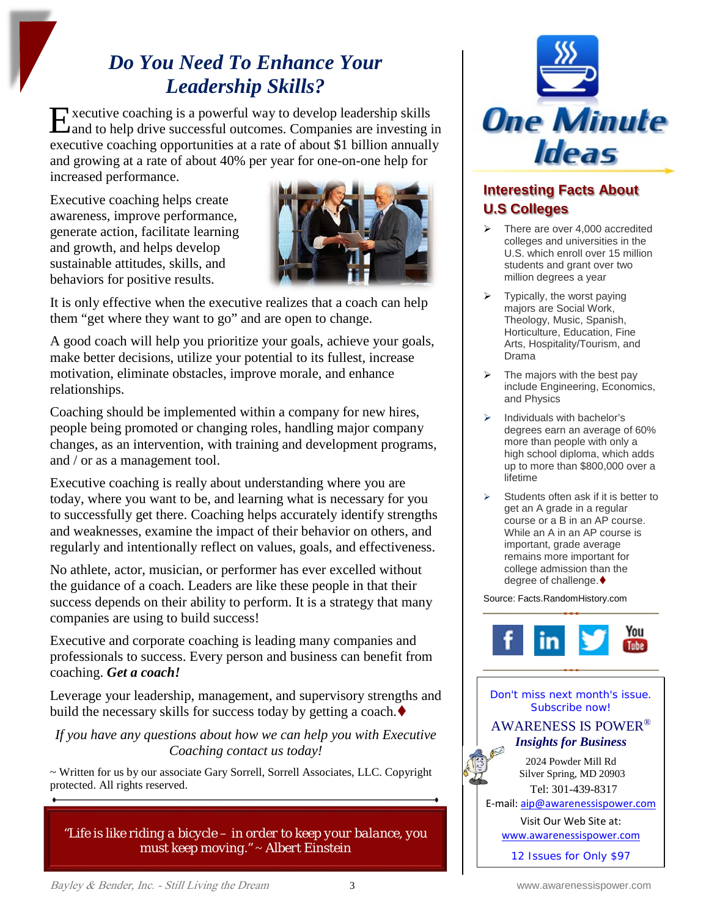# *Do You Need To Enhance Your Leadership Skills?*

Executive coaching is a powerful way to develop leadership skills and to help drive successful outcomes. Companies are investing in executive coaching opportunities at a rate of about $1 billion annually and growing at a rate of about 40% per year for one-on-one help for increased performance.

Executive coaching helps create awareness, improve performance, generate action, facilitate learning and growth, and helps develop sustainable attitudes, skills, and behaviors for positive results.

It is only effective when the executive realizes that a coach can help them "get where they want to go" and are open to change.

A good coach will help you prioritize your goals, achieve your goals, make better decisions, utilize your potential to its fullest, increase motivation, eliminate obstacles, improve morale, and enhance relationships.

Coaching should be implemented within a company for new hires, people being promoted or changing roles, handling major company changes, as an intervention, with training and development programs, and / or as a management tool.

Executive coaching is really about understanding where you are today, where you want to be, and learning what is necessary for you to successfully get there. Coaching helps accurately identify strengths and weaknesses, examine the impact of their behavior on others, and regularly and intentionally reflect on values, goals, and effectiveness.

No athlete, actor, musician, or performer has ever excelled without the guidance of a coach. Leaders are like these people in that their success depends on their ability to perform. It is a strategy that many companies are using to build success!

Executive and corporate coaching is leading many companies and professionals to success. Every person and business can benefit from coaching. ***Get a coach!***

Leverage your leadership, management, and supervisory strengths and build the necessary skills for success today by getting a coach.♦

*If you have any questions about how we can help you with Executive Coaching contact us today!*

~ Written for us by our associate Gary Sorrell, Sorrell Associates, LLC. Copyright protected. All rights reserved.

"Life is like riding a bicycle – in order to keep your balance, you must keep moving." ~ Albert Einstein

# One Minute Ideas

## Interesting Facts About U.S Colleges

- There are over 4,000 accredited colleges and universities in the U.S. which enroll over 15 million students and grant over two million degrees a year
- Typically, the worst paying majors are Social Work, Theology, Music, Spanish, Horticulture, Education, Fine Arts, Hospitality/Tourism, and Drama
- The majors with the best pay include Engineering, Economics, and Physics
- Individuals with bachelor's degrees earn an average of 60% more than people with only a high school diploma, which adds up to more than $800,000 over a lifetime
- Students often ask if it is better to get an A grade in a regular course or a B in an AP course. While an A in an AP course is important, grade average remains more important for college admission than the degree of challenge.♦

Source: Facts.RandomHistory.com

Don't miss next month's issue. Subscribe now!

AWARENESS IS POWER®
***Insights for Business***

2024 Powder Mill Rd
Silver Spring, MD 20903
Tel: 301-439-8317
E-mail: aip@awarenessispower.com

Visit Our Web Site at:
www.awarenessispower.com

12 Issues for Only $97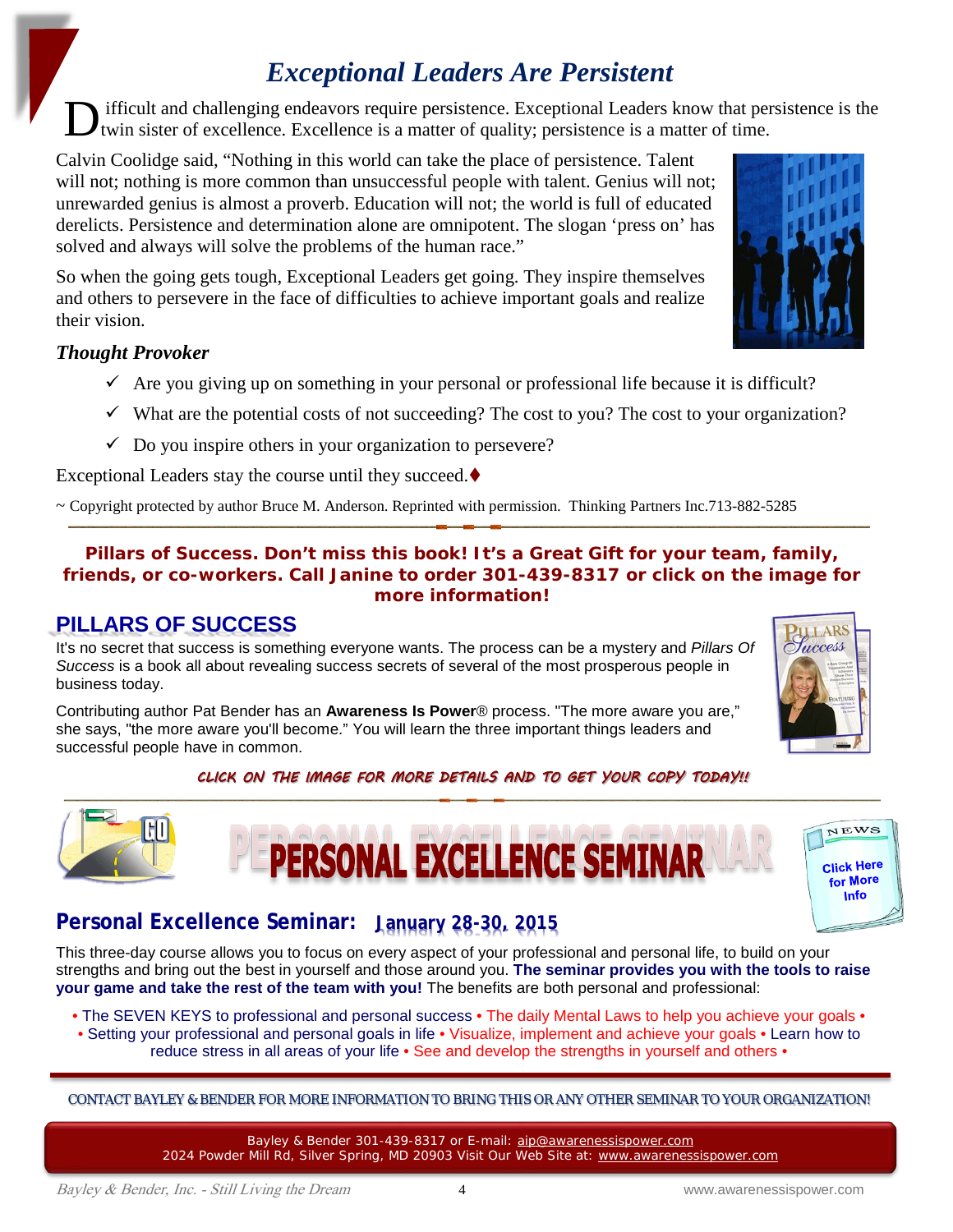# *Exceptional Leaders Are Persistent*

Difficult and challenging endeavors require persistence. Exceptional Leaders know that persistence is the twin sister of excellence. Excellence is a matter of quality; persistence is a matter of time.

Calvin Coolidge said, "Nothing in this world can take the place of persistence. Talent will not; nothing is more common than unsuccessful people with talent. Genius will not; unrewarded genius is almost a proverb. Education will not; the world is full of educated derelicts. Persistence and determination alone are omnipotent. The slogan 'press on' has solved and always will solve the problems of the human race."

So when the going gets tough, Exceptional Leaders get going. They inspire themselves and others to persevere in the face of difficulties to achieve important goals and realize their vision.

### *Thought Provoker*

- ✓ Are you giving up on something in your personal or professional life because it is difficult?
- ✓ What are the potential costs of not succeeding? The cost to you? The cost to your organization?
- ✓ Do you inspire others in your organization to persevere?

Exceptional Leaders stay the course until they succeed.♦

~ Copyright protected by author Bruce M. Anderson. Reprinted with permission. Thinking Partners Inc.713-882-5285

---

**Pillars of Success. Don't miss this book! It's a Great Gift for your team, family, friends, or co-workers. Call Janine to order 301-439-8317 or click on the image for more information!**

## PILLARS OF SUCCESS

It's no secret that success is something everyone wants. The process can be a mystery and *Pillars Of Success* is a book all about revealing success secrets of several of the most prosperous people in business today.

Contributing author Pat Bender has an **Awareness Is Power**® process. "The more aware you are," she says, "the more aware you'll become." You will learn the three important things leaders and successful people have in common.

CLICK ON THE IMAGE FOR MORE DETAILS AND TO GET YOUR COPY TODAY!!

---

GO

# PERSONAL EXCELLENCE SEMINAR

NEWS Click Here for More Info

## Personal Excellence Seminar: January 28-30, 2015

This three-day course allows you to focus on every aspect of your professional and personal life, to build on your strengths and bring out the best in yourself and those around you. **The seminar provides you with the tools to raise your game and take the rest of the team with you!** The benefits are both personal and professional:

• The SEVEN KEYS to professional and personal success • The daily Mental Laws to help you achieve your goals • • Setting your professional and personal goals in life • Visualize, implement and achieve your goals • Learn how to reduce stress in all areas of your life • See and develop the strengths in yourself and others •

---

CONTACT BAYLEY & BENDER FOR MORE INFORMATION TO BRING THIS OR ANY OTHER SEMINAR TO YOUR ORGANIZATION!

Bayley & Bender 301-439-8317 or E-mail: aip@awarenessispower.com
2024 Powder Mill Rd, Silver Spring, MD 20903 Visit Our Web Site at: www.awarenessispower.com